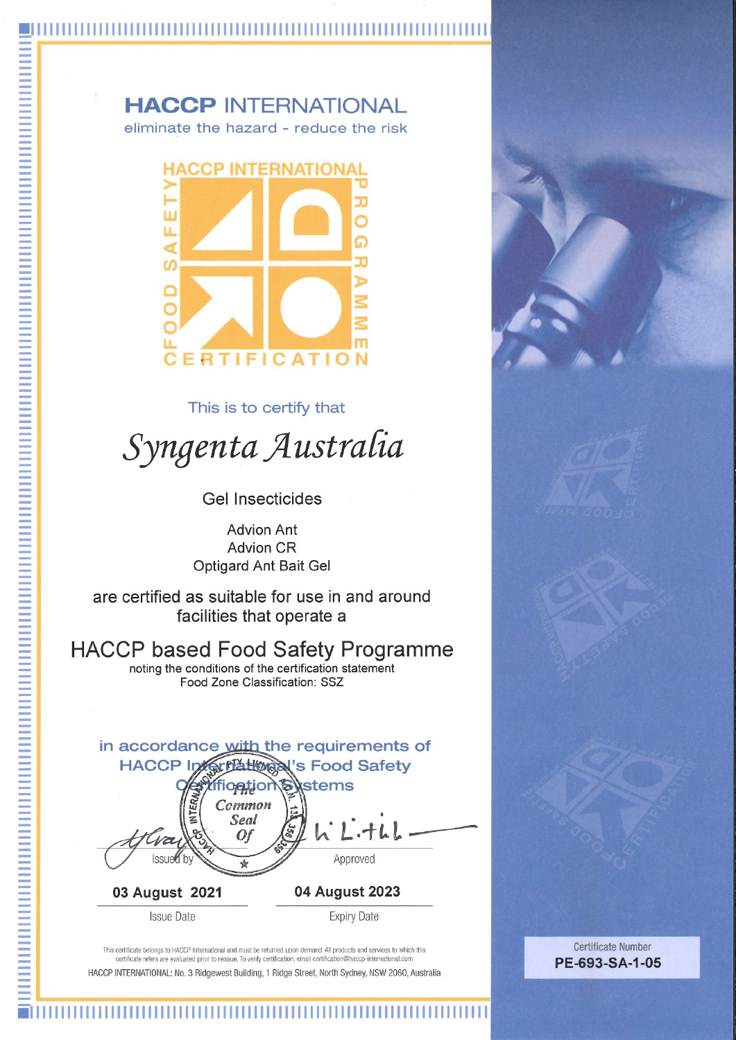# HACCP INTERNATIONAL

eliminate the hazard - reduce the risk

HACCP INTERNATIONAL FOOD SAFETY PROGRAMME CERTIFICATION

This is to certify that

## *Syngenta Australia*

Gel Insecticides

Advion Ant
Advion CR
Optigard Ant Bait Gel

are certified as suitable for use in and around facilities that operate a

## HACCP based Food Safety Programme

noting the conditions of the certification statement
Food Zone Classification: SSZ

in accordance with the requirements of HACCP International's Food Safety Certification Systems

The Common Seal Of HACCP International Pty Limited

| Issued by | Approved |
|---|---|
| **03 August 2021** | **04 August 2023** |
| Issue Date | Expiry Date |

This certificate belongs to HACCP International and must be returned upon demand. All products and services to which this certificate refers are evaluated prior to reissue. To verify certification, email certification@haccp-international.com

HACCP INTERNATIONAL: No. 3 Ridgewest Building, 1 Ridge Street, North Sydney, NSW 2060, Australia

Certificate Number
**PE-693-SA-1-05**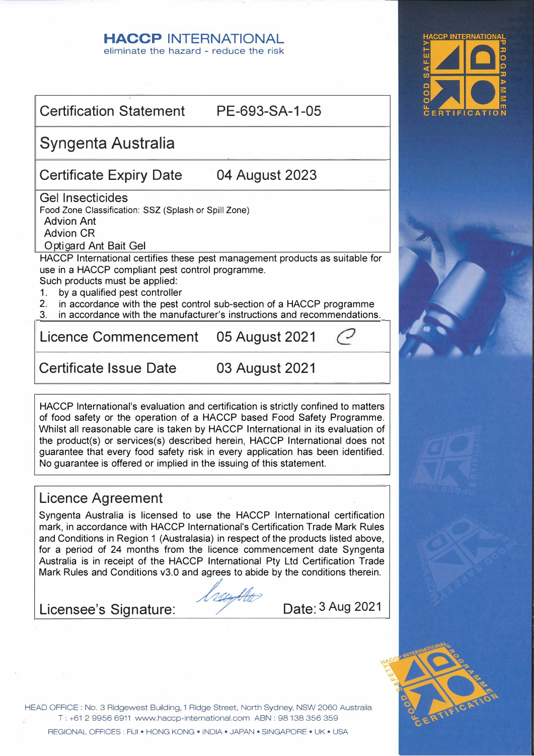# HACCP INTERNATIONAL

eliminate the hazard - reduce the risk

| | |
|---|---|
| Certification Statement | PE-693-SA-1-05 |
| Syngenta Australia | |
| Certificate Expiry Date | 04 August 2023 |

## Gel Insecticides

Food Zone Classification: SSZ (Splash or Spill Zone)

Advion Ant
Advion CR
Optigard Ant Bait Gel

HACCP International certifies these pest management products as suitable for use in a HACCP compliant pest control programme.

Such products must be applied:

1. by a qualified pest controller
2. in accordance with the pest control sub-section of a HACCP programme
3. in accordance with the manufacturer's instructions and recommendations.

| | |
|---|---|
| Licence Commencement | 05 August 2021 |
| Certificate Issue Date | 03 August 2021 |

HACCP International's evaluation and certification is strictly confined to matters of food safety or the operation of a HACCP based Food Safety Programme. Whilst all reasonable care is taken by HACCP International in its evaluation of the product(s) or services(s) described herein, HACCP International does not guarantee that every food safety risk in every application has been identified. No guarantee is offered or implied in the issuing of this statement.

## Licence Agreement

Syngenta Australia is licensed to use the HACCP International certification mark, in accordance with HACCP International's Certification Trade Mark Rules and Conditions in Region 1 (Australasia) in respect of the products listed above, for a period of 24 months from the licence commencement date Syngenta Australia is in receipt of the HACCP International Pty Ltd Certification Trade Mark Rules and Conditions v3.0 and agrees to abide by the conditions therein.

Licensee's Signature: Date: 3 Aug 2021

HACCP INTERNATIONAL FOOD SAFETY PROGRAMME CERTIFICATION

HEAD OFFICE : No. 3 Ridgewest Building, 1 Ridge Street, North Sydney, NSW 2060 Australia
T : +61 2 9956 6911 www.haccp-international.com ABN : 98 138 356 359
REGIONAL OFFICES : FIJI • HONG KONG • INDIA • JAPAN • SINGAPORE • UK • USA